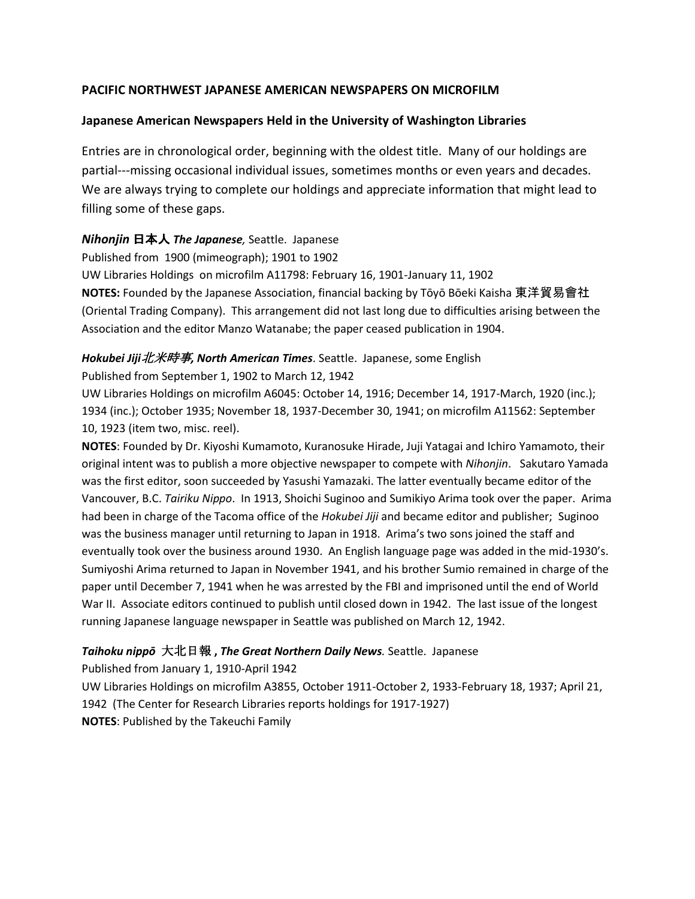## PACIFIC NORTHWEST JAPANESE AMERICAN NEWSPAPERS ON MICROFILM

### Japanese American Newspapers Held in the University of Washington Libraries

Entries are in chronological order, beginning with the oldest title. Many of our holdings are partial---missing occasional individual issues, sometimes months or even years and decades. We are always trying to complete our holdings and appreciate information that might lead to filling some of these gaps.

***Nihonjin* 日本人 *The Japanese,*** Seattle. Japanese
Published from 1900 (mimeograph); 1901 to 1902
UW Libraries Holdings on microfilm A11798: February 16, 1901-January 11, 1902
**NOTES:** Founded by the Japanese Association, financial backing by Tōyō Bōeki Kaisha 東洋貿易會社 (Oriental Trading Company). This arrangement did not last long due to difficulties arising between the Association and the editor Manzo Watanabe; the paper ceased publication in 1904.

***Hokubei Jiji* 北米時事, *North American Times*.** Seattle. Japanese, some English
Published from September 1, 1902 to March 12, 1942
UW Libraries Holdings on microfilm A6045: October 14, 1916; December 14, 1917-March, 1920 (inc.); 1934 (inc.); October 1935; November 18, 1937-December 30, 1941; on microfilm A11562: September 10, 1923 (item two, misc. reel).
**NOTES**: Founded by Dr. Kiyoshi Kumamoto, Kuranosuke Hirade, Juji Yatagai and Ichiro Yamamoto, their original intent was to publish a more objective newspaper to compete with *Nihonjin*. Sakutaro Yamada was the first editor, soon succeeded by Yasushi Yamazaki. The latter eventually became editor of the Vancouver, B.C. *Tairiku Nippo*. In 1913, Shoichi Suginoo and Sumikiyo Arima took over the paper. Arima had been in charge of the Tacoma office of the *Hokubei Jiji* and became editor and publisher; Suginoo was the business manager until returning to Japan in 1918. Arima's two sons joined the staff and eventually took over the business around 1930. An English language page was added in the mid-1930's. Sumiyoshi Arima returned to Japan in November 1941, and his brother Sumio remained in charge of the paper until December 7, 1941 when he was arrested by the FBI and imprisoned until the end of World War II. Associate editors continued to publish until closed down in 1942. The last issue of the longest running Japanese language newspaper in Seattle was published on March 12, 1942.

***Taihoku nippō* 大北日報 , *The Great Northern Daily News*.** Seattle. Japanese
Published from January 1, 1910-April 1942
UW Libraries Holdings on microfilm A3855, October 1911-October 2, 1933-February 18, 1937; April 21, 1942 (The Center for Research Libraries reports holdings for 1917-1927)
**NOTES**: Published by the Takeuchi Family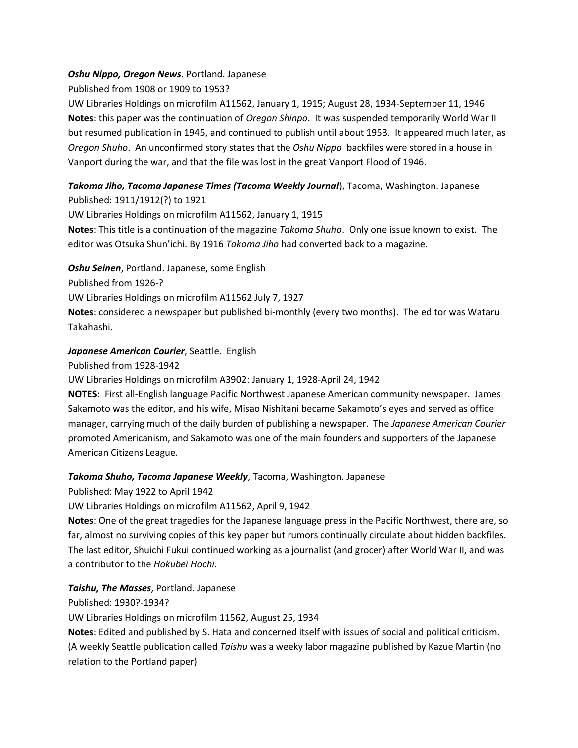***Oshu Nippo, Oregon News***. Portland. Japanese

Published from 1908 or 1909 to 1953?

UW Libraries Holdings on microfilm A11562, January 1, 1915; August 28, 1934-September 11, 1946

**Notes**: this paper was the continuation of *Oregon Shinpo*. It was suspended temporarily World War II but resumed publication in 1945, and continued to publish until about 1953. It appeared much later, as *Oregon Shuho*. An unconfirmed story states that the *Oshu Nippo* backfiles were stored in a house in Vanport during the war, and that the file was lost in the great Vanport Flood of 1946.

***Takoma Jiho, Tacoma Japanese Times (Tacoma Weekly Journal***), Tacoma, Washington. Japanese

Published: 1911/1912(?) to 1921

UW Libraries Holdings on microfilm A11562, January 1, 1915

**Notes**: This title is a continuation of the magazine *Takoma Shuho*. Only one issue known to exist. The editor was Otsuka Shun'ichi. By 1916 *Takoma Jiho* had converted back to a magazine.

***Oshu Seinen***, Portland. Japanese, some English

Published from 1926-?

UW Libraries Holdings on microfilm A11562 July 7, 1927

**Notes**: considered a newspaper but published bi-monthly (every two months). The editor was Wataru Takahashi.

***Japanese American Courier***, Seattle. English

Published from 1928-1942

UW Libraries Holdings on microfilm A3902: January 1, 1928-April 24, 1942

**NOTES**: First all-English language Pacific Northwest Japanese American community newspaper. James Sakamoto was the editor, and his wife, Misao Nishitani became Sakamoto's eyes and served as office manager, carrying much of the daily burden of publishing a newspaper. The *Japanese American Courier* promoted Americanism, and Sakamoto was one of the main founders and supporters of the Japanese American Citizens League.

***Takoma Shuho, Tacoma Japanese Weekly***, Tacoma, Washington. Japanese

Published: May 1922 to April 1942

UW Libraries Holdings on microfilm A11562, April 9, 1942

**Notes**: One of the great tragedies for the Japanese language press in the Pacific Northwest, there are, so far, almost no surviving copies of this key paper but rumors continually circulate about hidden backfiles. The last editor, Shuichi Fukui continued working as a journalist (and grocer) after World War II, and was a contributor to the *Hokubei Hochi*.

***Taishu, The Masses***, Portland. Japanese

Published: 1930?-1934?

UW Libraries Holdings on microfilm 11562, August 25, 1934

**Notes**: Edited and published by S. Hata and concerned itself with issues of social and political criticism. (A weekly Seattle publication called *Taishu* was a weekly labor magazine published by Kazue Martin (no relation to the Portland paper)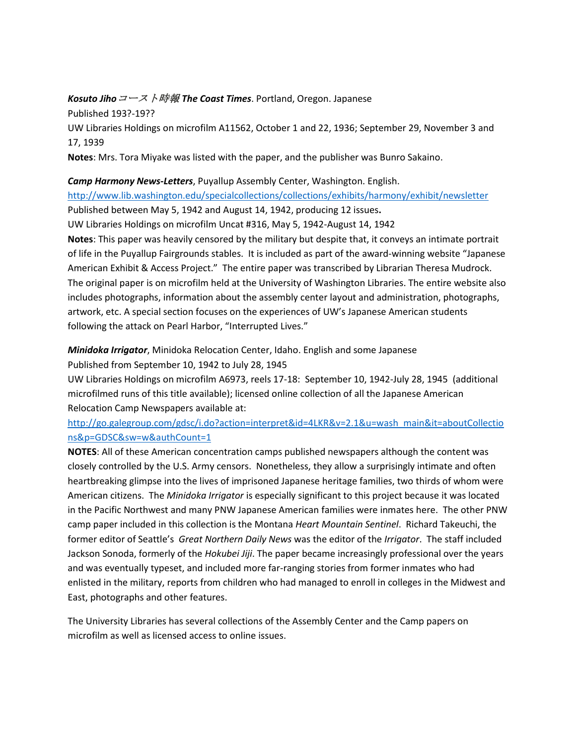***Kosuto Jiho* コースト時報 *The Coast Times***. Portland, Oregon. Japanese
Published 193?-19??
UW Libraries Holdings on microfilm A11562, October 1 and 22, 1936; September 29, November 3 and 17, 1939
**Notes**: Mrs. Tora Miyake was listed with the paper, and the publisher was Bunro Sakaino.

***Camp Harmony News-Letters***, Puyallup Assembly Center, Washington. English.
http://www.lib.washington.edu/specialcollections/collections/exhibits/harmony/exhibit/newsletter
Published between May 5, 1942 and August 14, 1942, producing 12 issues**.**
UW Libraries Holdings on microfilm Uncat #316, May 5, 1942-August 14, 1942
**Notes**: This paper was heavily censored by the military but despite that, it conveys an intimate portrait of life in the Puyallup Fairgrounds stables. It is included as part of the award-winning website "Japanese American Exhibit & Access Project." The entire paper was transcribed by Librarian Theresa Mudrock. The original paper is on microfilm held at the University of Washington Libraries. The entire website also includes photographs, information about the assembly center layout and administration, photographs, artwork, etc. A special section focuses on the experiences of UW's Japanese American students following the attack on Pearl Harbor, "Interrupted Lives."

***Minidoka Irrigator***, Minidoka Relocation Center, Idaho. English and some Japanese
Published from September 10, 1942 to July 28, 1945
UW Libraries Holdings on microfilm A6973, reels 17-18: September 10, 1942-July 28, 1945 (additional microfilmed runs of this title available); licensed online collection of all the Japanese American Relocation Camp Newspapers available at:
http://go.galegroup.com/gdsc/i.do?action=interpret&id=4LKR&v=2.1&u=wash_main&it=aboutCollections&p=GDSC&sw=w&authCount=1
**NOTES**: All of these American concentration camps published newspapers although the content was closely controlled by the U.S. Army censors. Nonetheless, they allow a surprisingly intimate and often heartbreaking glimpse into the lives of imprisoned Japanese heritage families, two thirds of whom were American citizens. The *Minidoka Irrigator* is especially significant to this project because it was located in the Pacific Northwest and many PNW Japanese American families were inmates here. The other PNW camp paper included in this collection is the Montana *Heart Mountain Sentinel*. Richard Takeuchi, the former editor of Seattle's *Great Northern Daily News* was the editor of the *Irrigator*. The staff included Jackson Sonoda, formerly of the *Hokubei Jiji*. The paper became increasingly professional over the years and was eventually typeset, and included more far-ranging stories from former inmates who had enlisted in the military, reports from children who had managed to enroll in colleges in the Midwest and East, photographs and other features.

The University Libraries has several collections of the Assembly Center and the Camp papers on microfilm as well as licensed access to online issues.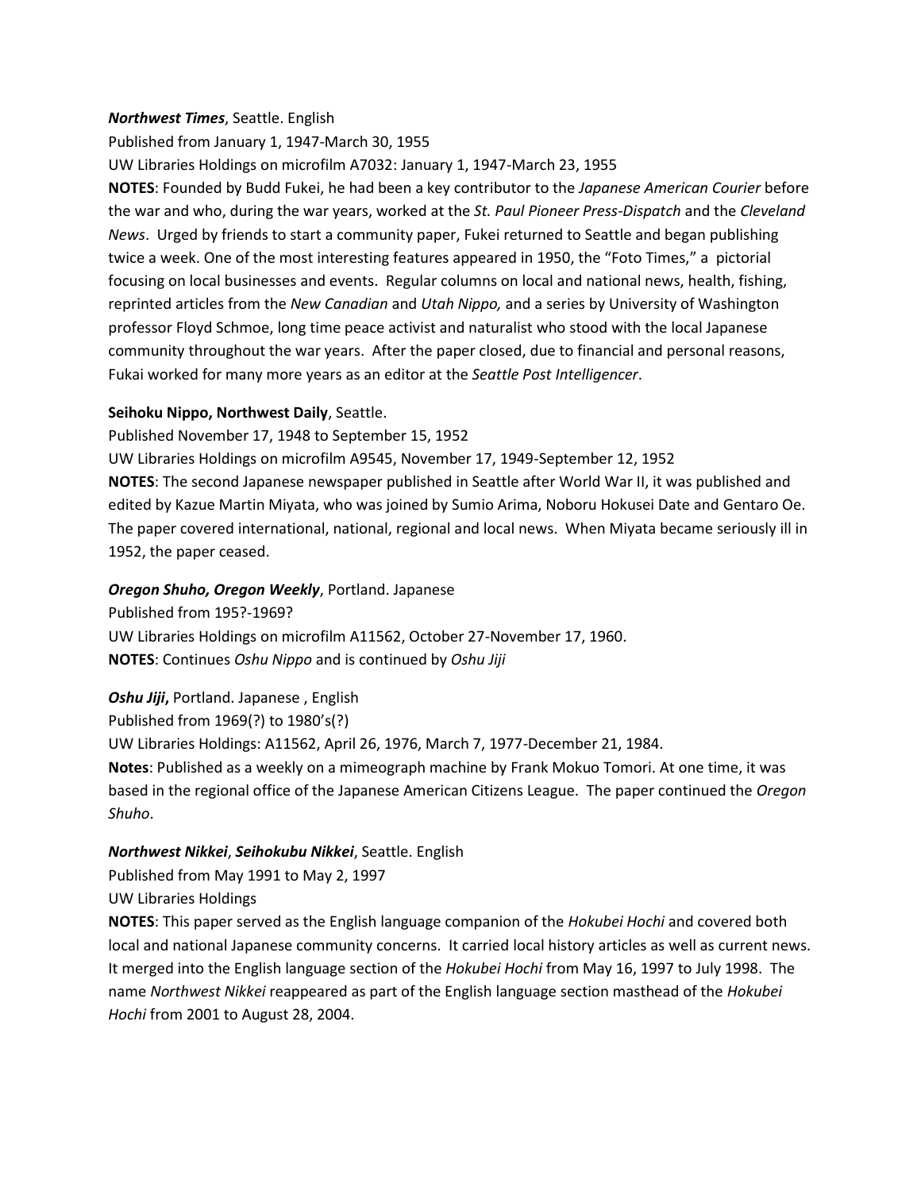***Northwest Times***, Seattle. English

Published from January 1, 1947-March 30, 1955

UW Libraries Holdings on microfilm A7032: January 1, 1947-March 23, 1955

**NOTES**: Founded by Budd Fukei, he had been a key contributor to the *Japanese American Courier* before the war and who, during the war years, worked at the *St. Paul Pioneer Press-Dispatch* and the *Cleveland News*. Urged by friends to start a community paper, Fukei returned to Seattle and began publishing twice a week. One of the most interesting features appeared in 1950, the "Foto Times," a pictorial focusing on local businesses and events. Regular columns on local and national news, health, fishing, reprinted articles from the *New Canadian* and *Utah Nippo,* and a series by University of Washington professor Floyd Schmoe, long time peace activist and naturalist who stood with the local Japanese community throughout the war years. After the paper closed, due to financial and personal reasons, Fukai worked for many more years as an editor at the *Seattle Post Intelligencer*.

**Seihoku Nippo, Northwest Daily**, Seattle.

Published November 17, 1948 to September 15, 1952

UW Libraries Holdings on microfilm A9545, November 17, 1949-September 12, 1952

**NOTES**: The second Japanese newspaper published in Seattle after World War II, it was published and edited by Kazue Martin Miyata, who was joined by Sumio Arima, Noboru Hokusei Date and Gentaro Oe. The paper covered international, national, regional and local news. When Miyata became seriously ill in 1952, the paper ceased.

***Oregon Shuho, Oregon Weekly***, Portland. Japanese

Published from 195?-1969?

UW Libraries Holdings on microfilm A11562, October 27-November 17, 1960.

**NOTES**: Continues *Oshu Nippo* and is continued by *Oshu Jiji*

***Oshu Jiji*,** Portland. Japanese , English

Published from 1969(?) to 1980's(?)

UW Libraries Holdings: A11562, April 26, 1976, March 7, 1977-December 21, 1984.

**Notes**: Published as a weekly on a mimeograph machine by Frank Mokuo Tomori. At one time, it was based in the regional office of the Japanese American Citizens League. The paper continued the *Oregon Shuho*.

***Northwest Nikkei***, ***Seihokubu Nikkei***, Seattle. English

Published from May 1991 to May 2, 1997

UW Libraries Holdings

**NOTES**: This paper served as the English language companion of the *Hokubei Hochi* and covered both local and national Japanese community concerns. It carried local history articles as well as current news. It merged into the English language section of the *Hokubei Hochi* from May 16, 1997 to July 1998. The name *Northwest Nikkei* reappeared as part of the English language section masthead of the *Hokubei Hochi* from 2001 to August 28, 2004.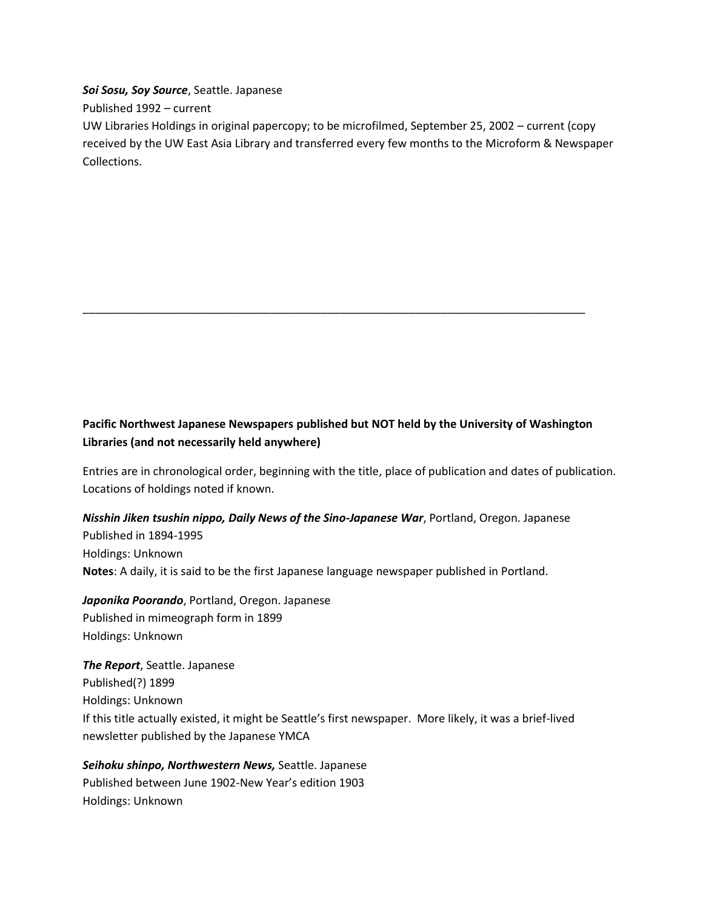***Soi Sosu, Soy Source***, Seattle. Japanese
Published 1992 – current
UW Libraries Holdings in original papercopy; to be microfilmed, September 25, 2002 – current (copy received by the UW East Asia Library and transferred every few months to the Microform & Newspaper Collections.

---

**Pacific Northwest Japanese Newspapers published but NOT held by the University of Washington Libraries (and not necessarily held anywhere)**

Entries are in chronological order, beginning with the title, place of publication and dates of publication. Locations of holdings noted if known.

***Nisshin Jiken tsushin nippo, Daily News of the Sino-Japanese War***, Portland, Oregon. Japanese
Published in 1894-1995
Holdings: Unknown
**Notes**: A daily, it is said to be the first Japanese language newspaper published in Portland.

***Japonika Poorando***, Portland, Oregon. Japanese
Published in mimeograph form in 1899
Holdings: Unknown

***The Report***, Seattle. Japanese
Published(?) 1899
Holdings: Unknown
If this title actually existed, it might be Seattle's first newspaper. More likely, it was a brief-lived newsletter published by the Japanese YMCA

***Seihoku shinpo, Northwestern News,*** Seattle. Japanese
Published between June 1902-New Year's edition 1903
Holdings: Unknown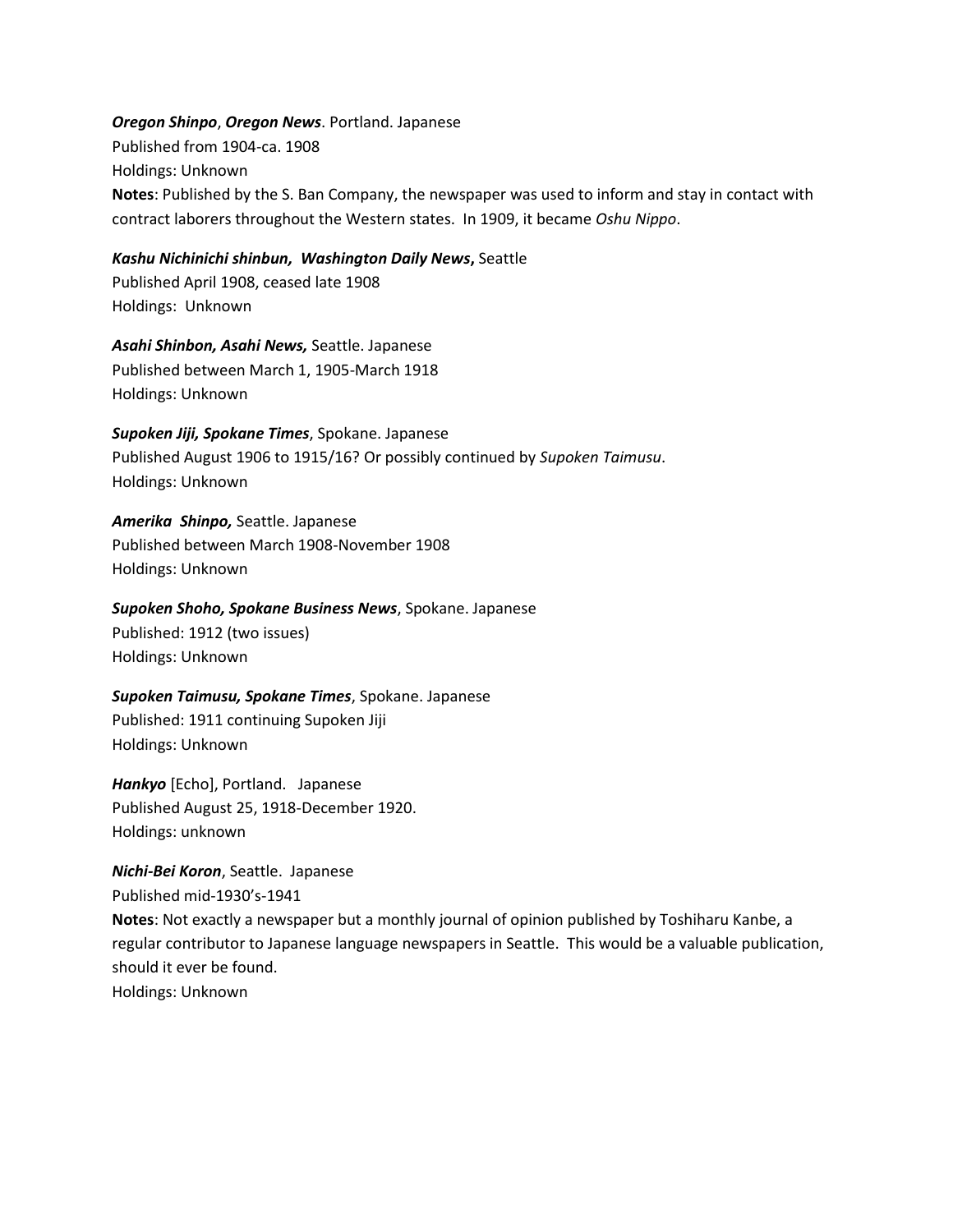***Oregon Shinpo***, ***Oregon News***. Portland. Japanese
Published from 1904-ca. 1908
Holdings: Unknown
**Notes**: Published by the S. Ban Company, the newspaper was used to inform and stay in contact with contract laborers throughout the Western states. In 1909, it became *Oshu Nippo*.

***Kashu Nichinichi shinbun, Washington Daily News*, **Seattle
Published April 1908, ceased late 1908
Holdings: Unknown

***Asahi Shinbon, Asahi News,*** Seattle. Japanese
Published between March 1, 1905-March 1918
Holdings: Unknown

***Supoken Jiji, Spokane Times***, Spokane. Japanese
Published August 1906 to 1915/16? Or possibly continued by *Supoken Taimusu*.
Holdings: Unknown

***Amerika Shinpo,*** Seattle. Japanese
Published between March 1908-November 1908
Holdings: Unknown

***Supoken Shoho, Spokane Business News***, Spokane. Japanese
Published: 1912 (two issues)
Holdings: Unknown

***Supoken Taimusu, Spokane Times***, Spokane. Japanese
Published: 1911 continuing Supoken Jiji
Holdings: Unknown

***Hankyo*** [Echo], Portland. Japanese
Published August 25, 1918-December 1920.
Holdings: unknown

***Nichi-Bei Koron***, Seattle. Japanese
Published mid-1930's-1941
**Notes**: Not exactly a newspaper but a monthly journal of opinion published by Toshiharu Kanbe, a regular contributor to Japanese language newspapers in Seattle. This would be a valuable publication, should it ever be found.
Holdings: Unknown